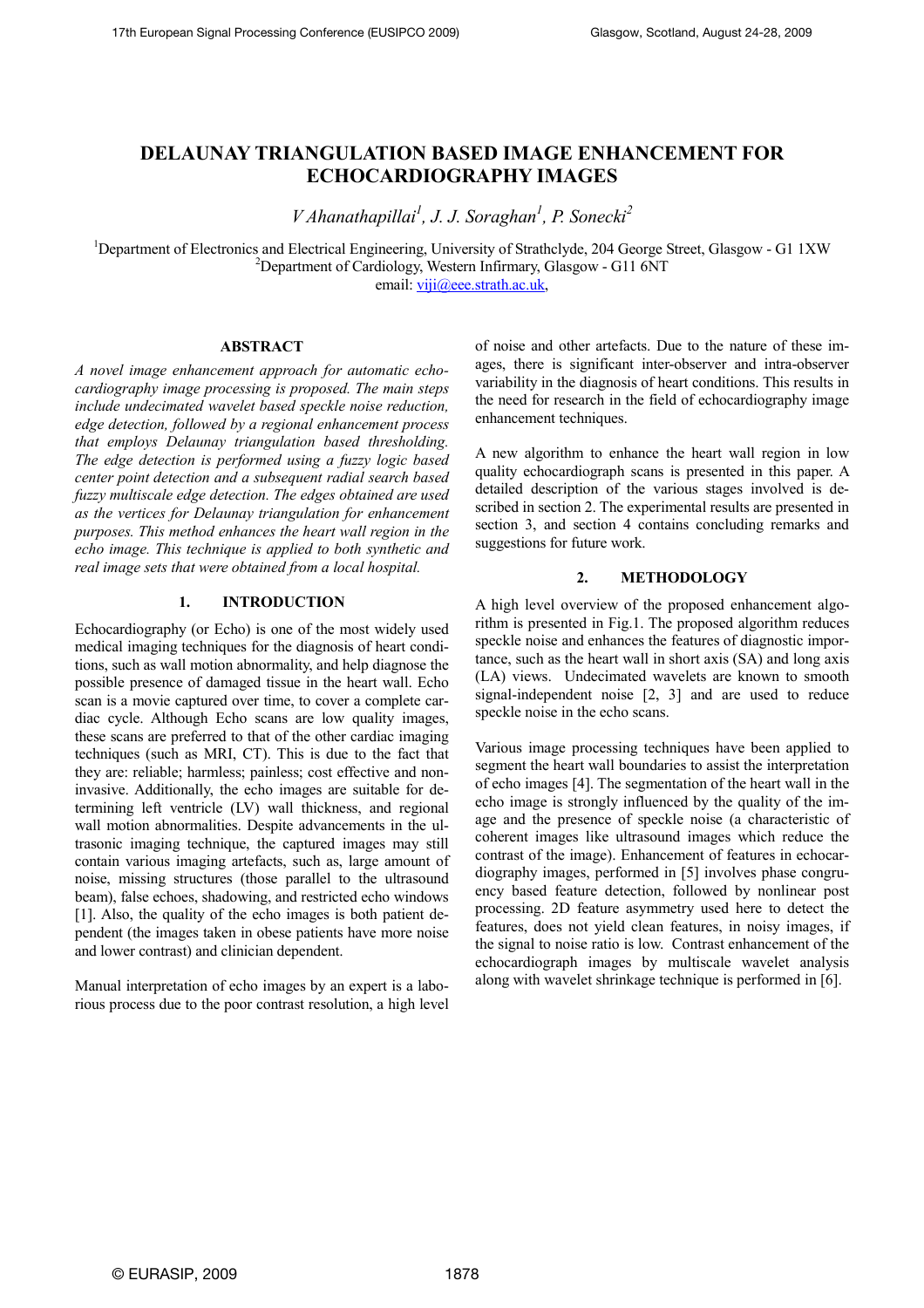# DELAUNAY TRIANGULATION BASED IMAGE ENHANCEMENT FOR ECHOCARDIOGRAPHY IMAGES

*V Ahanathapillai[1], J. J. Soraghan[1], P. Sonecki[2]*

[1]Department of Electronics and Electrical Engineering, University of Strathclyde, 204 George Street, Glasgow - G1 1XW
[2]Department of Cardiology, Western Infirmary, Glasgow - G11 6NT
email: viji@eee.strath.ac.uk,

## ABSTRACT

*A novel image enhancement approach for automatic echocardiography image processing is proposed. The main steps include undecimated wavelet based speckle noise reduction, edge detection, followed by a regional enhancement process that employs Delaunay triangulation based thresholding. The edge detection is performed using a fuzzy logic based center point detection and a subsequent radial search based fuzzy multiscale edge detection. The edges obtained are used as the vertices for Delaunay triangulation for enhancement purposes. This method enhances the heart wall region in the echo image. This technique is applied to both synthetic and real image sets that were obtained from a local hospital.*

## 1. INTRODUCTION

Echocardiography (or Echo) is one of the most widely used medical imaging techniques for the diagnosis of heart conditions, such as wall motion abnormality, and help diagnose the possible presence of damaged tissue in the heart wall. Echo scan is a movie captured over time, to cover a complete cardiac cycle. Although Echo scans are low quality images, these scans are preferred to that of the other cardiac imaging techniques (such as MRI, CT). This is due to the fact that they are: reliable; harmless; painless; cost effective and non-invasive. Additionally, the echo images are suitable for determining left ventricle (LV) wall thickness, and regional wall motion abnormalities. Despite advancements in the ultrasonic imaging technique, the captured images may still contain various imaging artefacts, such as, large amount of noise, missing structures (those parallel to the ultrasound beam), false echoes, shadowing, and restricted echo windows [1]. Also, the quality of the echo images is both patient dependent (the images taken in obese patients have more noise and lower contrast) and clinician dependent.

Manual interpretation of echo images by an expert is a laborious process due to the poor contrast resolution, a high level of noise and other artefacts. Due to the nature of these images, there is significant inter-observer and intra-observer variability in the diagnosis of heart conditions. This results in the need for research in the field of echocardiography image enhancement techniques.

A new algorithm to enhance the heart wall region in low quality echocardiograph scans is presented in this paper. A detailed description of the various stages involved is described in section 2. The experimental results are presented in section 3, and section 4 contains concluding remarks and suggestions for future work.

## 2. METHODOLOGY

A high level overview of the proposed enhancement algorithm is presented in Fig.1. The proposed algorithm reduces speckle noise and enhances the features of diagnostic importance, such as the heart wall in short axis (SA) and long axis (LA) views. Undecimated wavelets are known to smooth signal-independent noise [2, 3] and are used to reduce speckle noise in the echo scans.

Various image processing techniques have been applied to segment the heart wall boundaries to assist the interpretation of echo images [4]. The segmentation of the heart wall in the echo image is strongly influenced by the quality of the image and the presence of speckle noise (a characteristic of coherent images like ultrasound images which reduce the contrast of the image). Enhancement of features in echocardiography images, performed in [5] involves phase congruency based feature detection, followed by nonlinear post processing. 2D feature asymmetry used here to detect the features, does not yield clean features, in noisy images, if the signal to noise ratio is low. Contrast enhancement of the echocardiograph images by multiscale wavelet analysis along with wavelet shrinkage technique is performed in [6].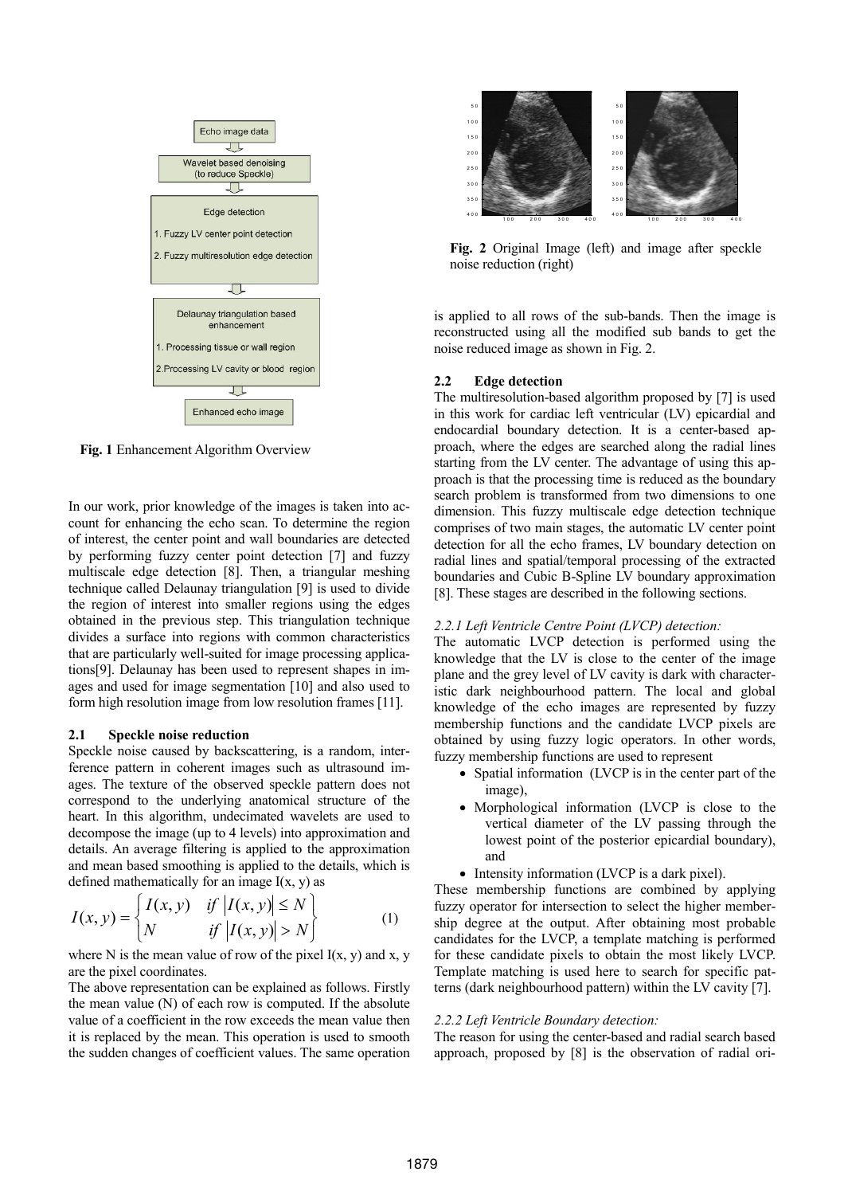Fig. 1 Enhancement Algorithm Overview

In our work, prior knowledge of the images is taken into account for enhancing the echo scan. To determine the region of interest, the center point and wall boundaries are detected by performing fuzzy center point detection [7] and fuzzy multiscale edge detection [8]. Then, a triangular meshing technique called Delaunay triangulation [9] is used to divide the region of interest into smaller regions using the edges obtained in the previous step. This triangulation technique divides a surface into regions with common characteristics that are particularly well-suited for image processing applications[9]. Delaunay has been used to represent shapes in images and used for image segmentation [10] and also used to form high resolution image from low resolution frames [11].

### 2.1 Speckle noise reduction

Speckle noise caused by backscattering, is a random, interference pattern in coherent images such as ultrasound images. The texture of the observed speckle pattern does not correspond to the underlying anatomical structure of the heart. In this algorithm, undecimated wavelets are used to decompose the image (up to 4 levels) into approximation and details. An average filtering is applied to the approximation and mean based smoothing is applied to the details, which is defined mathematically for an image I(x, y) as

$$I(x,y)=\begin{cases} I(x,y) & \text{if } |I(x,y)|\le N \\ N & \text{if } |I(x,y)|>N \end{cases} \tag{1}$$

where N is the mean value of row of the pixel I(x, y) and x, y are the pixel coordinates.

The above representation can be explained as follows. Firstly the mean value (N) of each row is computed. If the absolute value of a coefficient in the row exceeds the mean value then it is replaced by the mean. This operation is used to smooth the sudden changes of coefficient values. The same operation is applied to all rows of the sub-bands. Then the image is reconstructed using all the modified sub bands to get the noise reduced image as shown in Fig. 2.

**Fig. 2** Original Image (left) and image after speckle noise reduction (right)

### 2.2 Edge detection

The multiresolution-based algorithm proposed by [7] is used in this work for cardiac left ventricular (LV) epicardial and endocardial boundary detection. It is a center-based approach, where the edges are searched along the radial lines starting from the LV center. The advantage of using this approach is that the processing time is reduced as the boundary search problem is transformed from two dimensions to one dimension. This fuzzy multiscale edge detection technique comprises of two main stages, the automatic LV center point detection for all the echo frames, LV boundary detection on radial lines and spatial/temporal processing of the extracted boundaries and Cubic B-Spline LV boundary approximation [8]. These stages are described in the following sections.

#### *2.2.1 Left Ventricle Centre Point (LVCP) detection:*

The automatic LVCP detection is performed using the knowledge that the LV is close to the center of the image plane and the grey level of LV cavity is dark with characteristic dark neighbourhood pattern. The local and global knowledge of the echo images are represented by fuzzy membership functions and the candidate LVCP pixels are obtained by using fuzzy logic operators. In other words, fuzzy membership functions are used to represent

- Spatial information (LVCP is in the center part of the image),
- Morphological information (LVCP is close to the vertical diameter of the LV passing through the lowest point of the posterior epicardial boundary), and
- Intensity information (LVCP is a dark pixel).

These membership functions are combined by applying fuzzy operator for intersection to select the higher membership degree at the output. After obtaining most probable candidates for the LVCP, a template matching is performed for these candidate pixels to obtain the most likely LVCP. Template matching is used here to search for specific patterns (dark neighbourhood pattern) within the LV cavity [7].

#### *2.2.2 Left Ventricle Boundary detection:*

The reason for using the center-based and radial search based approach, proposed by [8] is the observation of radial ori-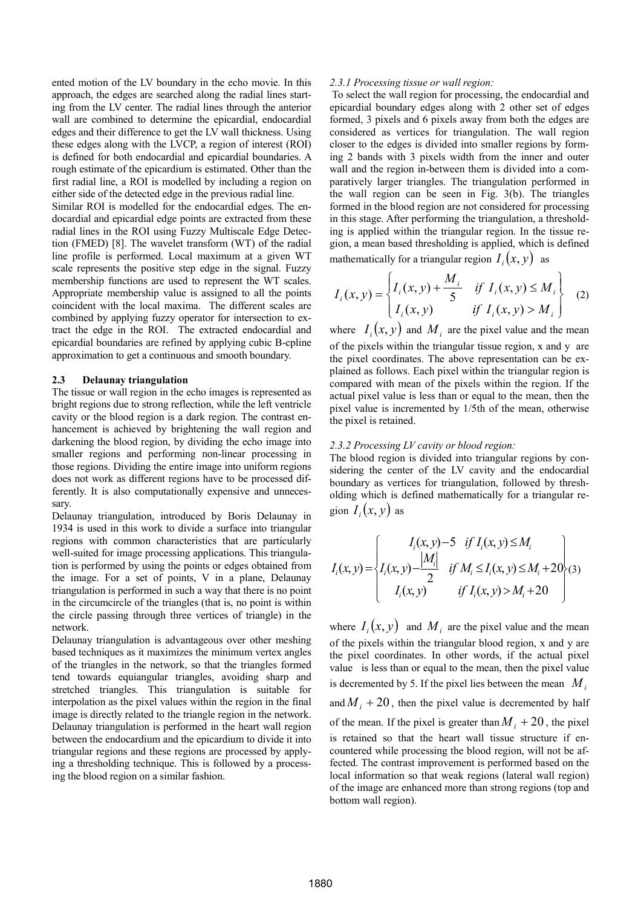ented motion of the LV boundary in the echo movie. In this approach, the edges are searched along the radial lines starting from the LV center. The radial lines through the anterior wall are combined to determine the epicardial, endocardial edges and their difference to get the LV wall thickness. Using these edges along with the LVCP, a region of interest (ROI) is defined for both endocardial and epicardial boundaries. A rough estimate of the epicardium is estimated. Other than the first radial line, a ROI is modelled by including a region on either side of the detected edge in the previous radial line.

Similar ROI is modelled for the endocardial edges. The endocardial and epicardial edge points are extracted from these radial lines in the ROI using Fuzzy Multiscale Edge Detection (FMED) [8]. The wavelet transform (WT) of the radial line profile is performed. Local maximum at a given WT scale represents the positive step edge in the signal. Fuzzy membership functions are used to represent the WT scales. Appropriate membership value is assigned to all the points coincident with the local maxima. The different scales are combined by applying fuzzy operator for intersection to extract the edge in the ROI. The extracted endocardial and epicardial boundaries are refined by applying cubic B-cpline approximation to get a continuous and smooth boundary.

### 2.3 Delaunay triangulation

The tissue or wall region in the echo images is represented as bright regions due to strong reflection, while the left ventricle cavity or the blood region is a dark region. The contrast enhancement is achieved by brightening the wall region and darkening the blood region, by dividing the echo image into smaller regions and performing non-linear processing in those regions. Dividing the entire image into uniform regions does not work as different regions have to be processed differently. It is also computationally expensive and unnecessary.

Delaunay triangulation, introduced by Boris Delaunay in 1934 is used in this work to divide a surface into triangular regions with common characteristics that are particularly well-suited for image processing applications. This triangulation is performed by using the points or edges obtained from the image. For a set of points, V in a plane, Delaunay triangulation is performed in such a way that there is no point in the circumcircle of the triangles (that is, no point is within the circle passing through three vertices of triangle) in the network.

Delaunay triangulation is advantageous over other meshing based techniques as it maximizes the minimum vertex angles of the triangles in the network, so that the triangles formed tend towards equiangular triangles, avoiding sharp and stretched triangles. This triangulation is suitable for interpolation as the pixel values within the region in the final image is directly related to the triangle region in the network. Delaunay triangulation is performed in the heart wall region between the endocardium and the epicardium to divide it into triangular regions and these regions are processed by applying a thresholding technique. This is followed by a processing the blood region on a similar fashion.

#### *2.3.1 Processing tissue or wall region:*

To select the wall region for processing, the endocardial and epicardial boundary edges along with 2 other set of edges formed, 3 pixels and 6 pixels away from both the edges are considered as vertices for triangulation. The wall region closer to the edges is divided into smaller regions by forming 2 bands with 3 pixels width from the inner and outer wall and the region in-between them is divided into a comparatively larger triangles. The triangulation performed in the wall region can be seen in Fig. 3(b). The triangles formed in the blood region are not considered for processing in this stage. After performing the triangulation, a thresholding is applied within the triangular region. In the tissue region, a mean based thresholding is applied, which is defined mathematically for a triangular region $I_i(x,y)$ as

$$I_i(x,y) = \begin{cases} I_i(x,y) + \dfrac{M_i}{5} & \text{if } I_i(x,y) \leq M_i \\ I_i(x,y) & \text{if } I_i(x,y) > M_i \end{cases} \quad (2)$$

where $I_i(x,y)$ and $M_i$ are the pixel value and the mean of the pixels within the triangular tissue region, x and y are the pixel coordinates. The above representation can be explained as follows. Each pixel within the triangular region is compared with mean of the pixels within the region. If the actual pixel value is less than or equal to the mean, then the pixel value is incremented by 1/5th of the mean, otherwise the pixel is retained.

#### *2.3.2 Processing LV cavity or blood region:*

The blood region is divided into triangular regions by considering the center of the LV cavity and the endocardial boundary as vertices for triangulation, followed by thresholding which is defined mathematically for a triangular region $I_i(x,y)$ as

$$I_i(x,y) = \begin{cases} I_i(x,y) - 5 & \text{if } I_i(x,y) \leq M_i \\ I_i(x,y) - \dfrac{|M_i|}{2} & \text{if } M_i \leq I_i(x,y) \leq M_i + 20 \\ I_i(x,y) & \text{if } I_i(x,y) > M_i + 20 \end{cases} \quad (3)$$

where $I_i(x,y)$ and $M_i$ are the pixel value and the mean of the pixels within the triangular blood region, x and y are the pixel coordinates. In other words, if the actual pixel value is less than or equal to the mean, then the pixel value is decremented by 5. If the pixel lies between the mean $M_i$ and $M_i + 20$, then the pixel value is decremented by half of the mean. If the pixel is greater than $M_i + 20$, the pixel is retained so that the heart wall tissue structure if encountered while processing the blood region, will not be affected. The contrast improvement is performed based on the local information so that weak regions (lateral wall region) of the image are enhanced more than strong regions (top and bottom wall region).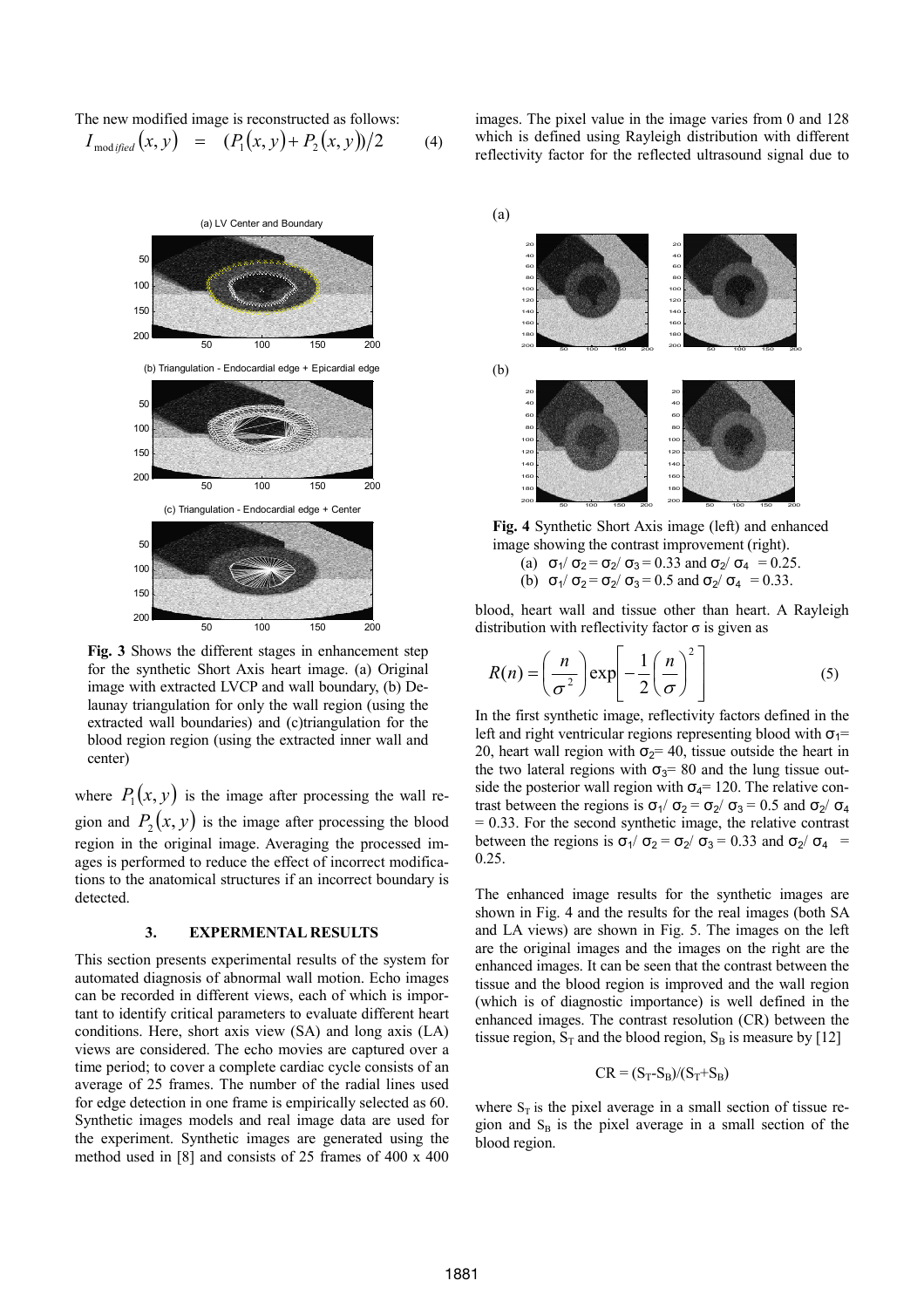The new modified image is reconstructed as follows:

$$I_{modified}(x, y) = (P_1(x, y) + P_2(x, y))/2 \quad (4)$$

**Fig. 3** Shows the different stages in enhancement step for the synthetic Short Axis heart image. (a) Original image with extracted LVCP and wall boundary, (b) Delaunay triangulation for only the wall region (using the extracted wall boundaries) and (c)triangulation for the blood region region (using the extracted inner wall and center)

where $P_1(x, y)$ is the image after processing the wall region and $P_2(x, y)$ is the image after processing the blood region in the original image. Averaging the processed images is performed to reduce the effect of incorrect modifications to the anatomical structures if an incorrect boundary is detected.

## 3. EXPERMENTAL RESULTS

This section presents experimental results of the system for automated diagnosis of abnormal wall motion. Echo images can be recorded in different views, each of which is important to identify critical parameters to evaluate different heart conditions. Here, short axis view (SA) and long axis (LA) views are considered. The echo movies are captured over a time period; to cover a complete cardiac cycle consists of an average of 25 frames. The number of the radial lines used for edge detection in one frame is empirically selected as 60. Synthetic images models and real image data are used for the experiment. Synthetic images are generated using the method used in [8] and consists of 25 frames of 400 x 400 images. The pixel value in the image varies from 0 and 128 which is defined using Rayleigh distribution with different reflectivity factor for the reflected ultrasound signal due to blood, heart wall and tissue other than heart. A Rayleigh distribution with reflectivity factor σ is given as

**Fig. 4** Synthetic Short Axis image (left) and enhanced image showing the contrast improvement (right).

(a) $\sigma_1/\sigma_2 = \sigma_2/\sigma_3 = 0.33$ and $\sigma_2/\sigma_4 = 0.25$.

(b) $\sigma_1/\sigma_2 = \sigma_2/\sigma_3 = 0.5$ and $\sigma_2/\sigma_4 = 0.33$.

$$R(n) = \left(\frac{n}{\sigma^2}\right)\exp\left[-\frac{1}{2}\left(\frac{n}{\sigma}\right)^2\right] \quad (5)$$

In the first synthetic image, reflectivity factors defined in the left and right ventricular regions representing blood with $\sigma_1 = 20$, heart wall region with $\sigma_2 = 40$, tissue outside the heart in the two lateral regions with $\sigma_3 = 80$ and the lung tissue outside the posterior wall region with $\sigma_4 = 120$. The relative contrast between the regions is $\sigma_1/\sigma_2 = \sigma_2/\sigma_3 = 0.5$ and $\sigma_2/\sigma_4 = 0.33$. For the second synthetic image, the relative contrast between the regions is $\sigma_1/\sigma_2 = \sigma_2/\sigma_3 = 0.33$ and $\sigma_2/\sigma_4 = 0.25$.

The enhanced image results for the synthetic images are shown in Fig. 4 and the results for the real images (both SA and LA views) are shown in Fig. 5. The images on the left are the original images and the images on the right are the enhanced images. It can be seen that the contrast between the tissue and the blood region is improved and the wall region (which is of diagnostic importance) is well defined in the enhanced images. The contrast resolution (CR) between the tissue region, $S_T$ and the blood region, $S_B$ is measure by [12]

$$CR = (S_T - S_B)/(S_T + S_B)$$

where $S_T$ is the pixel average in a small section of tissue region and $S_B$ is the pixel average in a small section of the blood region.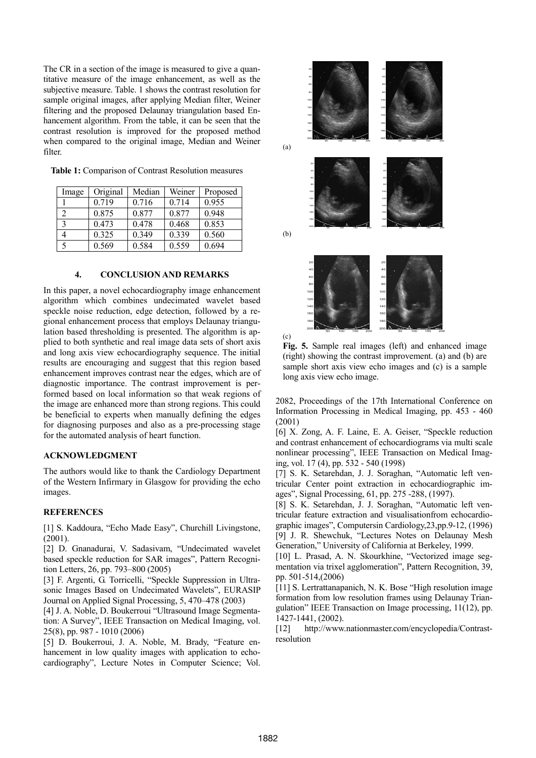The CR in a section of the image is measured to give a quantitative measure of the image enhancement, as well as the subjective measure. Table. 1 shows the contrast resolution for sample original images, after applying Median filter, Weiner filtering and the proposed Delaunay triangulation based Enhancement algorithm. From the table, it can be seen that the contrast resolution is improved for the proposed method when compared to the original image, Median and Weiner filter.

**Table 1:** Comparison of Contrast Resolution measures

| Image | Original | Median | Weiner | Proposed |
|---|---|---|---|---|
| 1 | 0.719 | 0.716 | 0.714 | 0.955 |
| 2 | 0.875 | 0.877 | 0.877 | 0.948 |
| 3 | 0.473 | 0.478 | 0.468 | 0.853 |
| 4 | 0.325 | 0.349 | 0.339 | 0.560 |
| 5 | 0.569 | 0.584 | 0.559 | 0.694 |

## 4. CONCLUSION AND REMARKS

In this paper, a novel echocardiography image enhancement algorithm which combines undecimated wavelet based speckle noise reduction, edge detection, followed by a regional enhancement process that employs Delaunay triangulation based thresholding is presented. The algorithm is applied to both synthetic and real image data sets of short axis and long axis view echocardiography sequence. The initial results are encouraging and suggest that this region based enhancement improves contrast near the edges, which are of diagnostic importance. The contrast improvement is performed based on local information so that weak regions of the image are enhanced more than strong regions. This could be beneficial to experts when manually defining the edges for diagnosing purposes and also as a pre-processing stage for the automated analysis of heart function.

## ACKNOWLEDGMENT

The authors would like to thank the Cardiology Department of the Western Infirmary in Glasgow for providing the echo images.

## REFERENCES

[1] S. Kaddoura, "Echo Made Easy", Churchill Livingstone, (2001).

[2] D. Gnanadurai, V. Sadasivam, "Undecimated wavelet based speckle reduction for SAR images", Pattern Recognition Letters, 26, pp. 793–800 (2005)

[3] F. Argenti, G. Torricelli, "Speckle Suppression in Ultrasonic Images Based on Undecimated Wavelets", EURASIP Journal on Applied Signal Processing, 5, 470–478 (2003)

[4] J. A. Noble, D. Boukerroui "Ultrasound Image Segmentation: A Survey", IEEE Transaction on Medical Imaging, vol. 25(8), pp. 987 - 1010 (2006)

[5] D. Boukerroui, J. A. Noble, M. Brady, "Feature enhancement in low quality images with application to echocardiography", Lecture Notes in Computer Science; Vol. 2082, Proceedings of the 17th International Conference on Information Processing in Medical Imaging, pp. 453 - 460 (2001)

[6] X. Zong, A. F. Laine, E. A. Geiser, "Speckle reduction and contrast enhancement of echocardiograms via multi scale nonlinear processing", IEEE Transaction on Medical Imaging, vol. 17 (4), pp. 532 - 540 (1998)

[7] S. K. Setarehdan, J. J. Soraghan, "Automatic left ventricular Center point extraction in echocardiographic images", Signal Processing, 61, pp. 275 -288, (1997).

[8] S. K. Setarehdan, J. J. Soraghan, "Automatic left ventricular feature extraction and visualisationfrom echocardiographic images", Computersin Cardiology,23,pp.9-12, (1996)

[9] J. R. Shewchuk, "Lectures Notes on Delaunay Mesh Generation," University of California at Berkeley, 1999.

[10] L. Prasad, A. N. Skourkhine, "Vectorized image segmentation via trixel agglomeration", Pattern Recognition, 39, pp. 501-514,(2006)

[11] S. Lertrattanapanich, N. K. Bose "High resolution image formation from low resolution frames using Delaunay Triangulation" IEEE Transaction on Image processing, 11(12), pp. 1427-1441, (2002).

[12] http://www.nationmaster.com/encyclopedia/Contrast-resolution

(a)

(b)

(c)

**Fig. 5.** Sample real images (left) and enhanced image (right) showing the contrast improvement. (a) and (b) are sample short axis view echo images and (c) is a sample long axis view echo image.